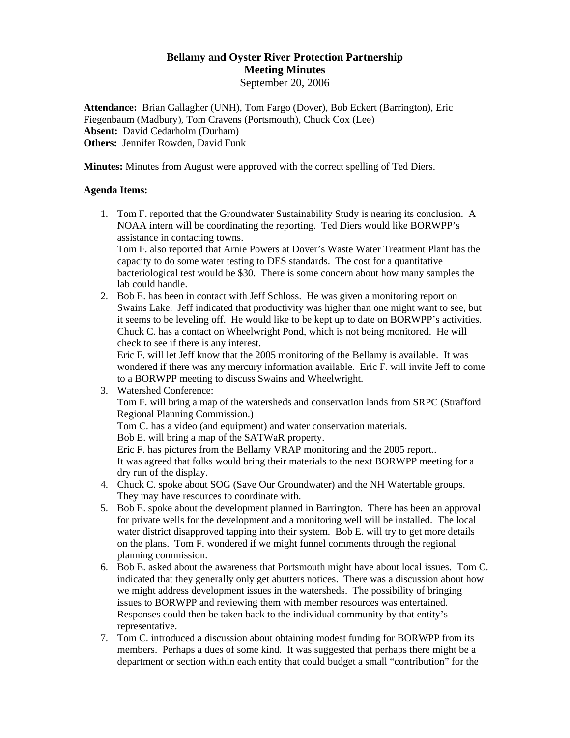# Bellamy and Oyster River Protection Partnership
## Meeting Minutes
September 20, 2006

**Attendance:** Brian Gallagher (UNH), Tom Fargo (Dover), Bob Eckert (Barrington), Eric Fiegenbaum (Madbury), Tom Cravens (Portsmouth), Chuck Cox (Lee)
**Absent:** David Cedarholm (Durham)
**Others:** Jennifer Rowden, David Funk

**Minutes:** Minutes from August were approved with the correct spelling of Ted Diers.

**Agenda Items:**

1. Tom F. reported that the Groundwater Sustainability Study is nearing its conclusion. A NOAA intern will be coordinating the reporting. Ted Diers would like BORWPP's assistance in contacting towns.
   Tom F. also reported that Arnie Powers at Dover's Waste Water Treatment Plant has the capacity to do some water testing to DES standards. The cost for a quantitative bacteriological test would be $30. There is some concern about how many samples the lab could handle.
2. Bob E. has been in contact with Jeff Schloss. He was given a monitoring report on Swains Lake. Jeff indicated that productivity was higher than one might want to see, but it seems to be leveling off. He would like to be kept up to date on BORWPP's activities. Chuck C. has a contact on Wheelwright Pond, which is not being monitored. He will check to see if there is any interest.
   Eric F. will let Jeff know that the 2005 monitoring of the Bellamy is available. It was wondered if there was any mercury information available. Eric F. will invite Jeff to come to a BORWPP meeting to discuss Swains and Wheelwright.
3. Watershed Conference:
   Tom F. will bring a map of the watersheds and conservation lands from SRPC (Strafford Regional Planning Commission.)
   Tom C. has a video (and equipment) and water conservation materials.
   Bob E. will bring a map of the SATWaR property.
   Eric F. has pictures from the Bellamy VRAP monitoring and the 2005 report..
   It was agreed that folks would bring their materials to the next BORWPP meeting for a dry run of the display.
4. Chuck C. spoke about SOG (Save Our Groundwater) and the NH Watertable groups. They may have resources to coordinate with.
5. Bob E. spoke about the development planned in Barrington. There has been an approval for private wells for the development and a monitoring well will be installed. The local water district disapproved tapping into their system. Bob E. will try to get more details on the plans. Tom F. wondered if we might funnel comments through the regional planning commission.
6. Bob E. asked about the awareness that Portsmouth might have about local issues. Tom C. indicated that they generally only get abutters notices. There was a discussion about how we might address development issues in the watersheds. The possibility of bringing issues to BORWPP and reviewing them with member resources was entertained. Responses could then be taken back to the individual community by that entity's representative.
7. Tom C. introduced a discussion about obtaining modest funding for BORWPP from its members. Perhaps a dues of some kind. It was suggested that perhaps there might be a department or section within each entity that could budget a small "contribution" for the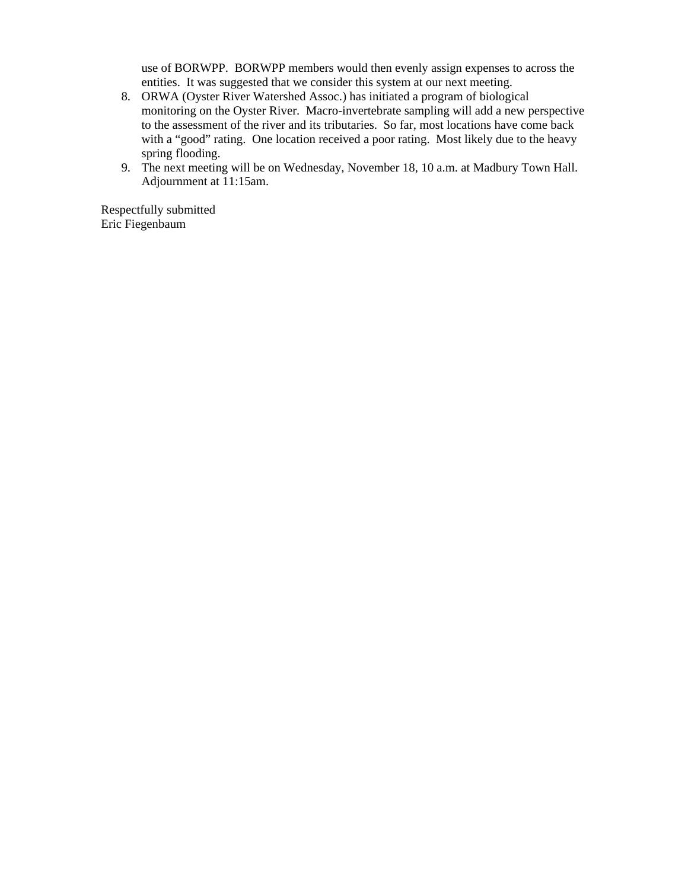use of BORWPP. BORWPP members would then evenly assign expenses to across the entities. It was suggested that we consider this system at our next meeting.

8. ORWA (Oyster River Watershed Assoc.) has initiated a program of biological monitoring on the Oyster River. Macro-invertebrate sampling will add a new perspective to the assessment of the river and its tributaries. So far, most locations have come back with a "good" rating. One location received a poor rating. Most likely due to the heavy spring flooding.
9. The next meeting will be on Wednesday, November 18, 10 a.m. at Madbury Town Hall. Adjournment at 11:15am.

Respectfully submitted
Eric Fiegenbaum